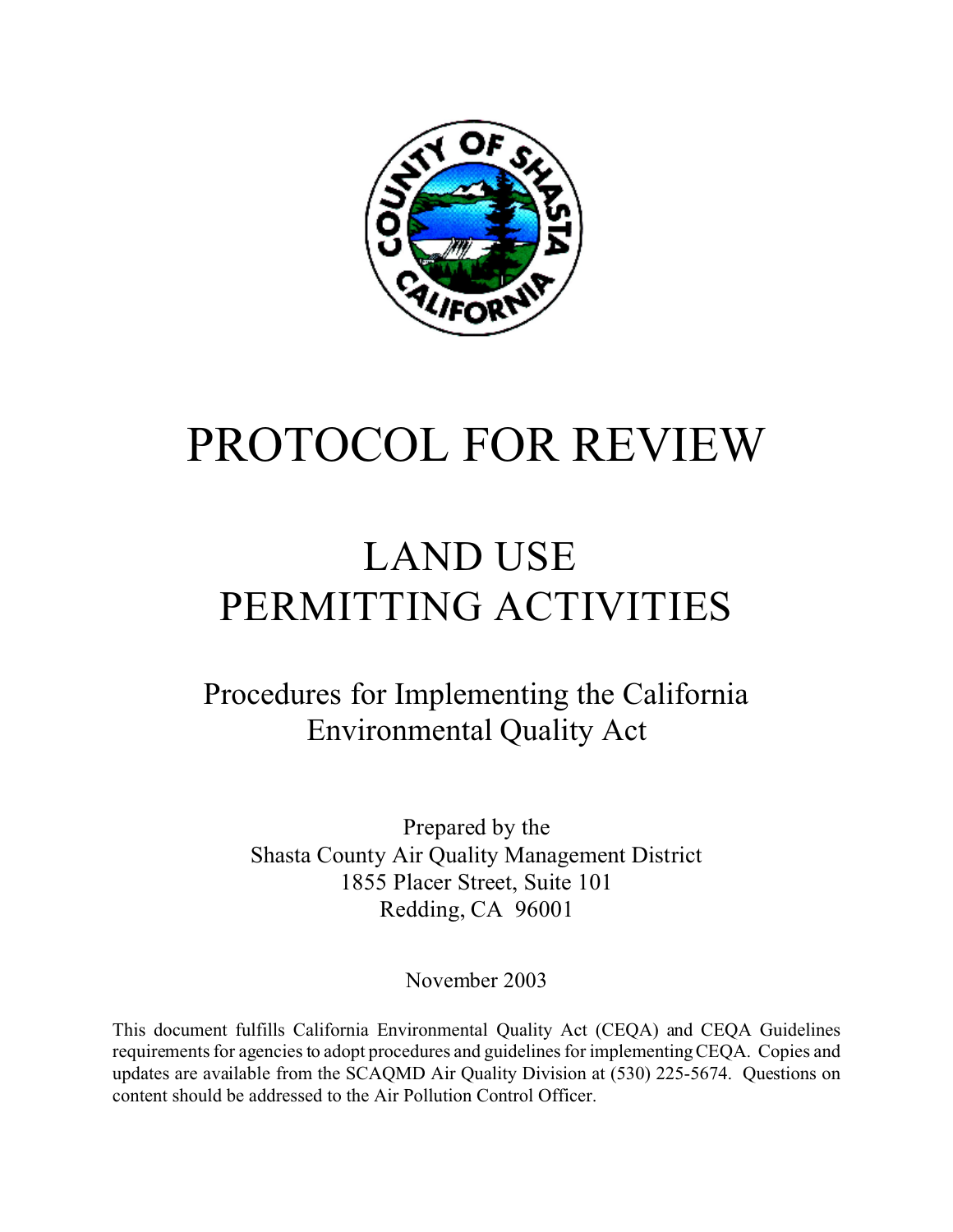# PROTOCOL FOR REVIEW

## LAND USE PERMITTING ACTIVITIES

### Procedures for Implementing the California Environmental Quality Act

Prepared by the
Shasta County Air Quality Management District
1855 Placer Street, Suite 101
Redding, CA 96001

November 2003

This document fulfills California Environmental Quality Act (CEQA) and CEQA Guidelines requirements for agencies to adopt procedures and guidelines for implementing CEQA. Copies and updates are available from the SCAQMD Air Quality Division at (530) 225-5674. Questions on content should be addressed to the Air Pollution Control Officer.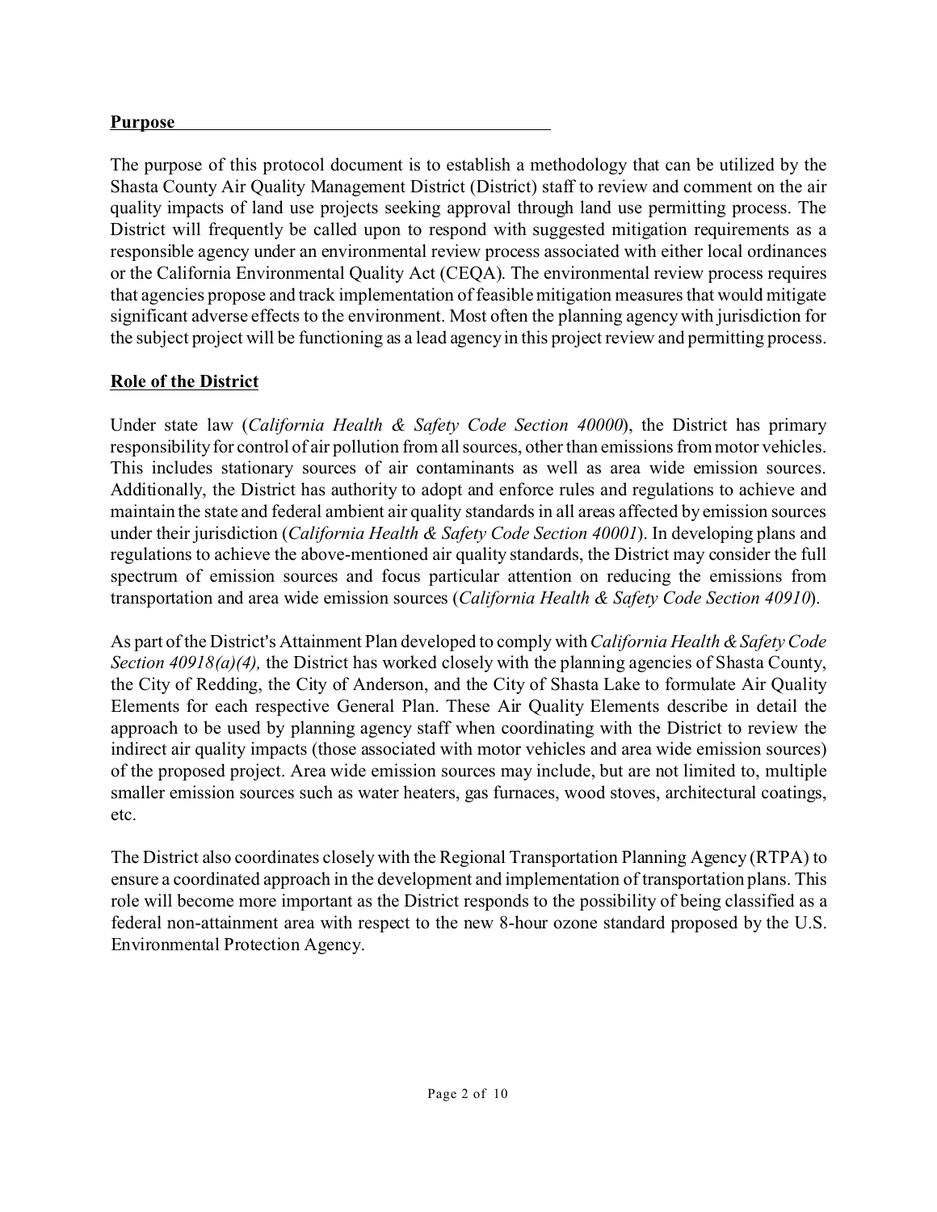## Purpose

The purpose of this protocol document is to establish a methodology that can be utilized by the Shasta County Air Quality Management District (District) staff to review and comment on the air quality impacts of land use projects seeking approval through land use permitting process. The District will frequently be called upon to respond with suggested mitigation requirements as a responsible agency under an environmental review process associated with either local ordinances or the California Environmental Quality Act (CEQA). The environmental review process requires that agencies propose and track implementation of feasible mitigation measures that would mitigate significant adverse effects to the environment. Most often the planning agency with jurisdiction for the subject project will be functioning as a lead agency in this project review and permitting process.

## Role of the District

Under state law (*California Health & Safety Code Section 40000*), the District has primary responsibility for control of air pollution from all sources, other than emissions from motor vehicles. This includes stationary sources of air contaminants as well as area wide emission sources. Additionally, the District has authority to adopt and enforce rules and regulations to achieve and maintain the state and federal ambient air quality standards in all areas affected by emission sources under their jurisdiction (*California Health & Safety Code Section 40001*). In developing plans and regulations to achieve the above-mentioned air quality standards, the District may consider the full spectrum of emission sources and focus particular attention on reducing the emissions from transportation and area wide emission sources (*California Health & Safety Code Section 40910*).

As part of the District's Attainment Plan developed to comply with *California Health & Safety Code Section 40918(a)(4),* the District has worked closely with the planning agencies of Shasta County, the City of Redding, the City of Anderson, and the City of Shasta Lake to formulate Air Quality Elements for each respective General Plan. These Air Quality Elements describe in detail the approach to be used by planning agency staff when coordinating with the District to review the indirect air quality impacts (those associated with motor vehicles and area wide emission sources) of the proposed project. Area wide emission sources may include, but are not limited to, multiple smaller emission sources such as water heaters, gas furnaces, wood stoves, architectural coatings, etc.

The District also coordinates closely with the Regional Transportation Planning Agency (RTPA) to ensure a coordinated approach in the development and implementation of transportation plans. This role will become more important as the District responds to the possibility of being classified as a federal non-attainment area with respect to the new 8-hour ozone standard proposed by the U.S. Environmental Protection Agency.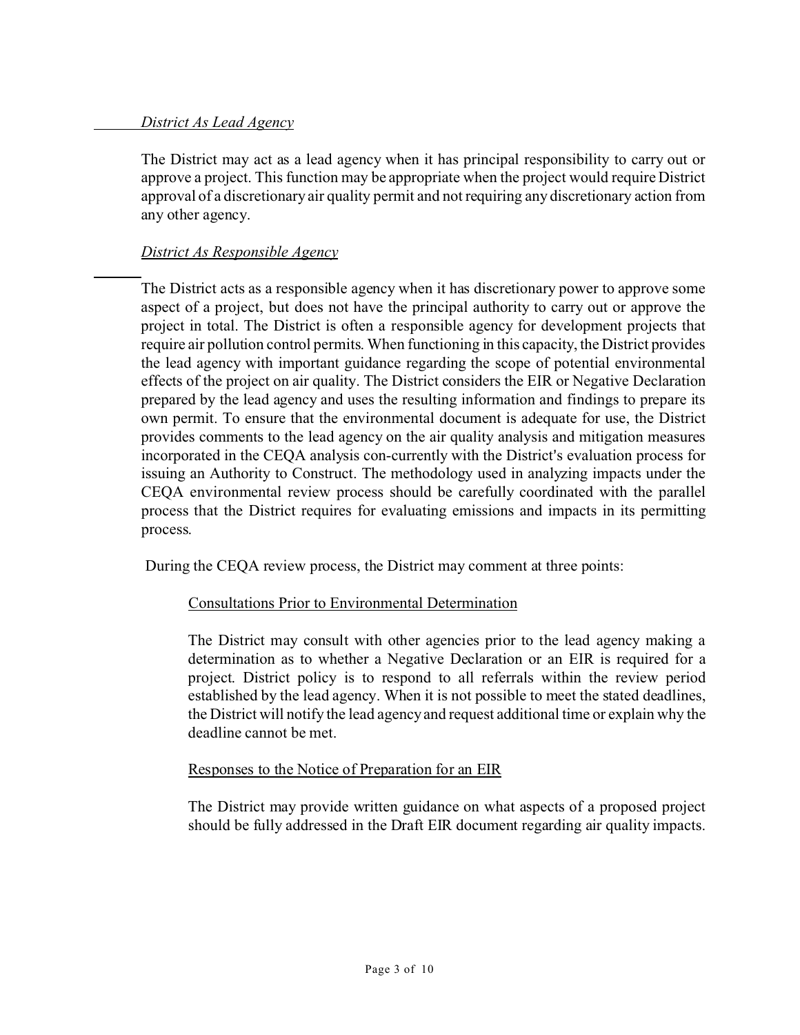*District As Lead Agency*

The District may act as a lead agency when it has principal responsibility to carry out or approve a project. This function may be appropriate when the project would require District approval of a discretionary air quality permit and not requiring any discretionary action from any other agency.

*District As Responsible Agency*

The District acts as a responsible agency when it has discretionary power to approve some aspect of a project, but does not have the principal authority to carry out or approve the project in total. The District is often a responsible agency for development projects that require air pollution control permits. When functioning in this capacity, the District provides the lead agency with important guidance regarding the scope of potential environmental effects of the project on air quality. The District considers the EIR or Negative Declaration prepared by the lead agency and uses the resulting information and findings to prepare its own permit. To ensure that the environmental document is adequate for use, the District provides comments to the lead agency on the air quality analysis and mitigation measures incorporated in the CEQA analysis con-currently with the District's evaluation process for issuing an Authority to Construct. The methodology used in analyzing impacts under the CEQA environmental review process should be carefully coordinated with the parallel process that the District requires for evaluating emissions and impacts in its permitting process.

During the CEQA review process, the District may comment at three points:

Consultations Prior to Environmental Determination

The District may consult with other agencies prior to the lead agency making a determination as to whether a Negative Declaration or an EIR is required for a project. District policy is to respond to all referrals within the review period established by the lead agency. When it is not possible to meet the stated deadlines, the District will notify the lead agency and request additional time or explain why the deadline cannot be met.

Responses to the Notice of Preparation for an EIR

The District may provide written guidance on what aspects of a proposed project should be fully addressed in the Draft EIR document regarding air quality impacts.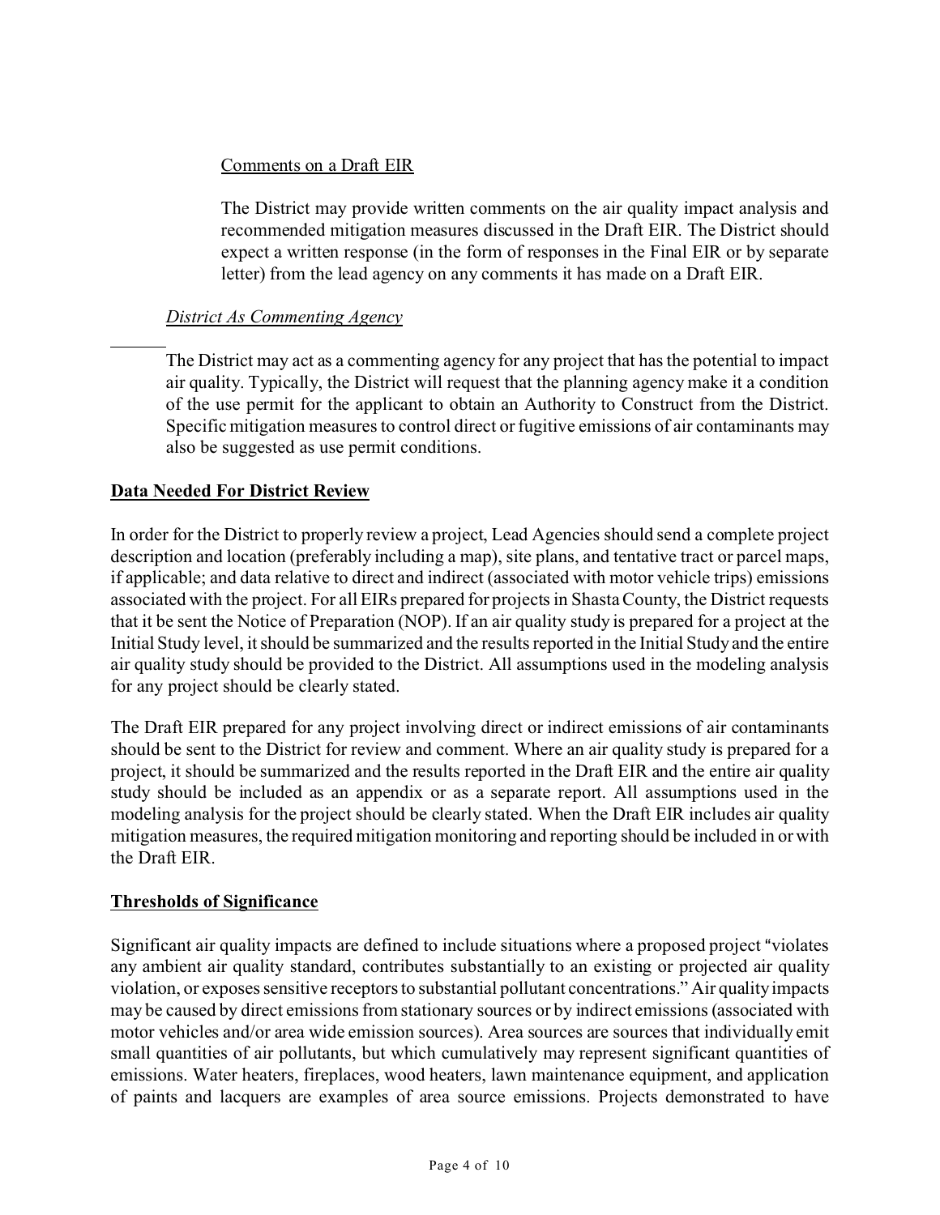Comments on a Draft EIR

The District may provide written comments on the air quality impact analysis and recommended mitigation measures discussed in the Draft EIR. The District should expect a written response (in the form of responses in the Final EIR or by separate letter) from the lead agency on any comments it has made on a Draft EIR.

*District As Commenting Agency*

The District may act as a commenting agency for any project that has the potential to impact air quality. Typically, the District will request that the planning agency make it a condition of the use permit for the applicant to obtain an Authority to Construct from the District. Specific mitigation measures to control direct or fugitive emissions of air contaminants may also be suggested as use permit conditions.

## Data Needed For District Review

In order for the District to properly review a project, Lead Agencies should send a complete project description and location (preferably including a map), site plans, and tentative tract or parcel maps, if applicable; and data relative to direct and indirect (associated with motor vehicle trips) emissions associated with the project. For all EIRs prepared for projects in Shasta County, the District requests that it be sent the Notice of Preparation (NOP). If an air quality study is prepared for a project at the Initial Study level, it should be summarized and the results reported in the Initial Study and the entire air quality study should be provided to the District. All assumptions used in the modeling analysis for any project should be clearly stated.

The Draft EIR prepared for any project involving direct or indirect emissions of air contaminants should be sent to the District for review and comment. Where an air quality study is prepared for a project, it should be summarized and the results reported in the Draft EIR and the entire air quality study should be included as an appendix or as a separate report. All assumptions used in the modeling analysis for the project should be clearly stated. When the Draft EIR includes air quality mitigation measures, the required mitigation monitoring and reporting should be included in or with the Draft EIR.

## Thresholds of Significance

Significant air quality impacts are defined to include situations where a proposed project "violates any ambient air quality standard, contributes substantially to an existing or projected air quality violation, or exposes sensitive receptors to substantial pollutant concentrations." Air quality impacts may be caused by direct emissions from stationary sources or by indirect emissions (associated with motor vehicles and/or area wide emission sources). Area sources are sources that individually emit small quantities of air pollutants, but which cumulatively may represent significant quantities of emissions. Water heaters, fireplaces, wood heaters, lawn maintenance equipment, and application of paints and lacquers are examples of area source emissions. Projects demonstrated to have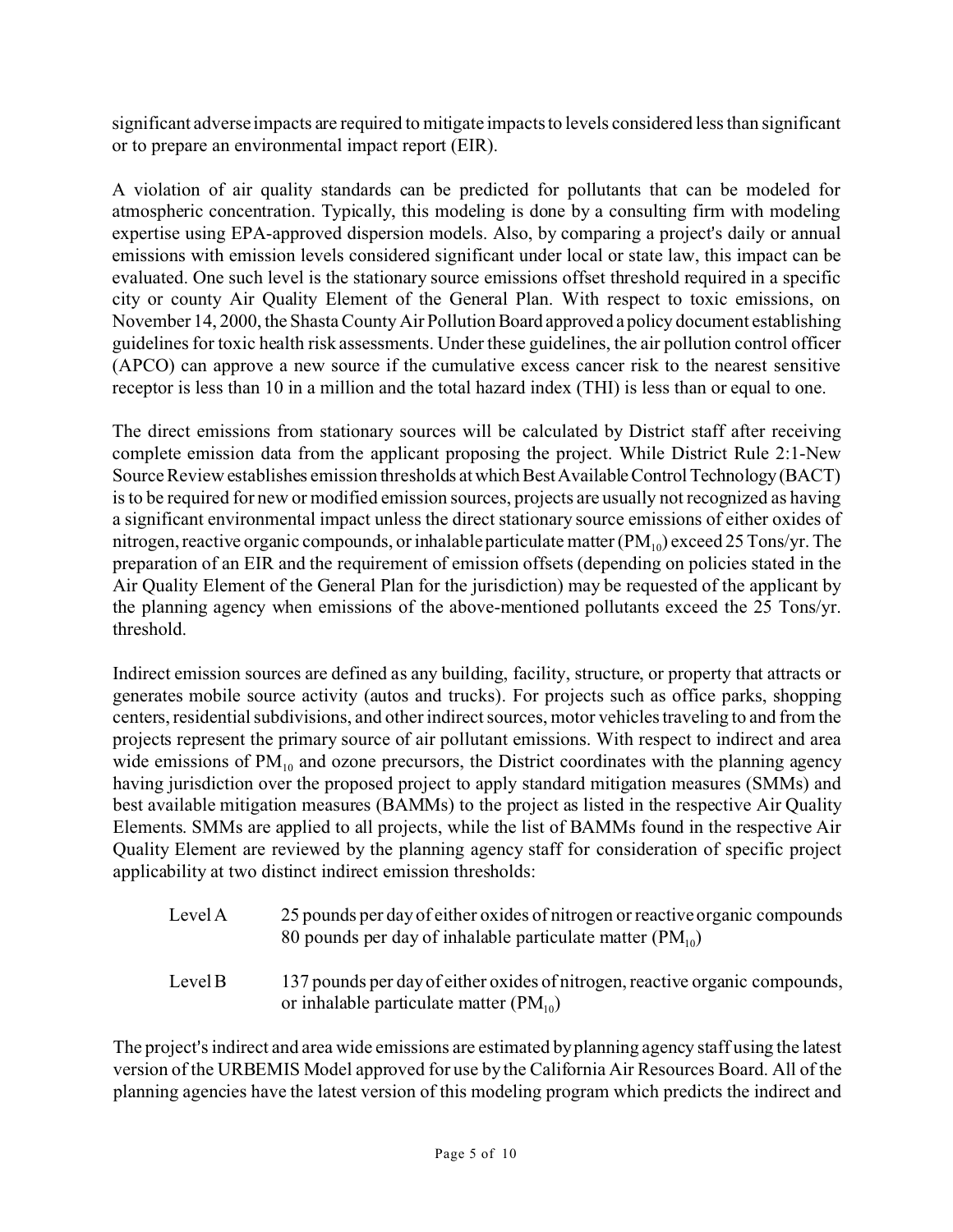significant adverse impacts are required to mitigate impacts to levels considered less than significant or to prepare an environmental impact report (EIR).

A violation of air quality standards can be predicted for pollutants that can be modeled for atmospheric concentration. Typically, this modeling is done by a consulting firm with modeling expertise using EPA-approved dispersion models. Also, by comparing a project's daily or annual emissions with emission levels considered significant under local or state law, this impact can be evaluated. One such level is the stationary source emissions offset threshold required in a specific city or county Air Quality Element of the General Plan. With respect to toxic emissions, on November 14, 2000, the Shasta County Air Pollution Board approved a policy document establishing guidelines for toxic health risk assessments. Under these guidelines, the air pollution control officer (APCO) can approve a new source if the cumulative excess cancer risk to the nearest sensitive receptor is less than 10 in a million and the total hazard index (THI) is less than or equal to one.

The direct emissions from stationary sources will be calculated by District staff after receiving complete emission data from the applicant proposing the project. While District Rule 2:1-New Source Review establishes emission thresholds at which Best Available Control Technology (BACT) is to be required for new or modified emission sources, projects are usually not recognized as having a significant environmental impact unless the direct stationary source emissions of either oxides of nitrogen, reactive organic compounds, or inhalable particulate matter ($PM_{10}$) exceed 25 Tons/yr. The preparation of an EIR and the requirement of emission offsets (depending on policies stated in the Air Quality Element of the General Plan for the jurisdiction) may be requested of the applicant by the planning agency when emissions of the above-mentioned pollutants exceed the 25 Tons/yr. threshold.

Indirect emission sources are defined as any building, facility, structure, or property that attracts or generates mobile source activity (autos and trucks). For projects such as office parks, shopping centers, residential subdivisions, and other indirect sources, motor vehicles traveling to and from the projects represent the primary source of air pollutant emissions. With respect to indirect and area wide emissions of $PM_{10}$ and ozone precursors, the District coordinates with the planning agency having jurisdiction over the proposed project to apply standard mitigation measures (SMMs) and best available mitigation measures (BAMMs) to the project as listed in the respective Air Quality Elements. SMMs are applied to all projects, while the list of BAMMs found in the respective Air Quality Element are reviewed by the planning agency staff for consideration of specific project applicability at two distinct indirect emission thresholds:

| | |
|---|---|
| Level A | 25 pounds per day of either oxides of nitrogen or reactive organic compounds<br>80 pounds per day of inhalable particulate matter ($PM_{10}$) |
| Level B | 137 pounds per day of either oxides of nitrogen, reactive organic compounds, or inhalable particulate matter ($PM_{10}$) |

The project's indirect and area wide emissions are estimated by planning agency staff using the latest version of the URBEMIS Model approved for use by the California Air Resources Board. All of the planning agencies have the latest version of this modeling program which predicts the indirect and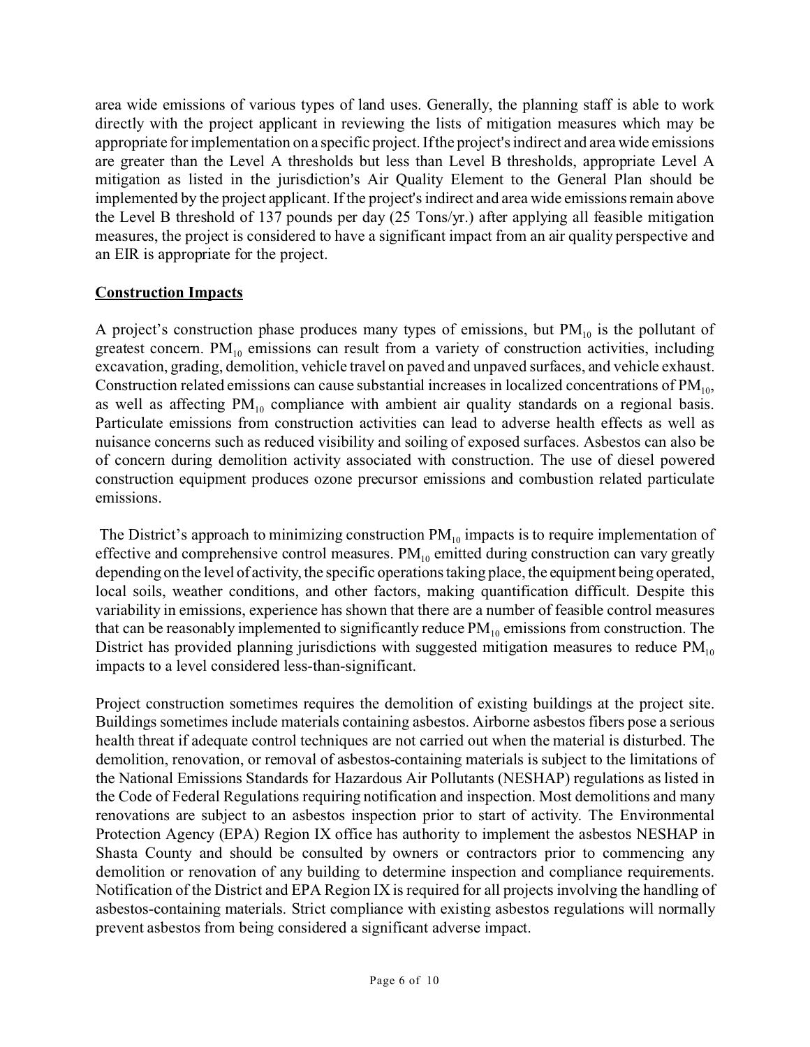area wide emissions of various types of land uses. Generally, the planning staff is able to work directly with the project applicant in reviewing the lists of mitigation measures which may be appropriate for implementation on a specific project. If the project's indirect and area wide emissions are greater than the Level A thresholds but less than Level B thresholds, appropriate Level A mitigation as listed in the jurisdiction's Air Quality Element to the General Plan should be implemented by the project applicant. If the project's indirect and area wide emissions remain above the Level B threshold of 137 pounds per day (25 Tons/yr.) after applying all feasible mitigation measures, the project is considered to have a significant impact from an air quality perspective and an EIR is appropriate for the project.

## Construction Impacts

A project's construction phase produces many types of emissions, but $PM_{10}$ is the pollutant of greatest concern. $PM_{10}$ emissions can result from a variety of construction activities, including excavation, grading, demolition, vehicle travel on paved and unpaved surfaces, and vehicle exhaust. Construction related emissions can cause substantial increases in localized concentrations of $PM_{10}$, as well as affecting $PM_{10}$ compliance with ambient air quality standards on a regional basis. Particulate emissions from construction activities can lead to adverse health effects as well as nuisance concerns such as reduced visibility and soiling of exposed surfaces. Asbestos can also be of concern during demolition activity associated with construction. The use of diesel powered construction equipment produces ozone precursor emissions and combustion related particulate emissions.

The District's approach to minimizing construction $PM_{10}$ impacts is to require implementation of effective and comprehensive control measures. $PM_{10}$ emitted during construction can vary greatly depending on the level of activity, the specific operations taking place, the equipment being operated, local soils, weather conditions, and other factors, making quantification difficult. Despite this variability in emissions, experience has shown that there are a number of feasible control measures that can be reasonably implemented to significantly reduce $PM_{10}$ emissions from construction. The District has provided planning jurisdictions with suggested mitigation measures to reduce $PM_{10}$ impacts to a level considered less-than-significant.

Project construction sometimes requires the demolition of existing buildings at the project site. Buildings sometimes include materials containing asbestos. Airborne asbestos fibers pose a serious health threat if adequate control techniques are not carried out when the material is disturbed. The demolition, renovation, or removal of asbestos-containing materials is subject to the limitations of the National Emissions Standards for Hazardous Air Pollutants (NESHAP) regulations as listed in the Code of Federal Regulations requiring notification and inspection. Most demolitions and many renovations are subject to an asbestos inspection prior to start of activity. The Environmental Protection Agency (EPA) Region IX office has authority to implement the asbestos NESHAP in Shasta County and should be consulted by owners or contractors prior to commencing any demolition or renovation of any building to determine inspection and compliance requirements. Notification of the District and EPA Region IX is required for all projects involving the handling of asbestos-containing materials. Strict compliance with existing asbestos regulations will normally prevent asbestos from being considered a significant adverse impact.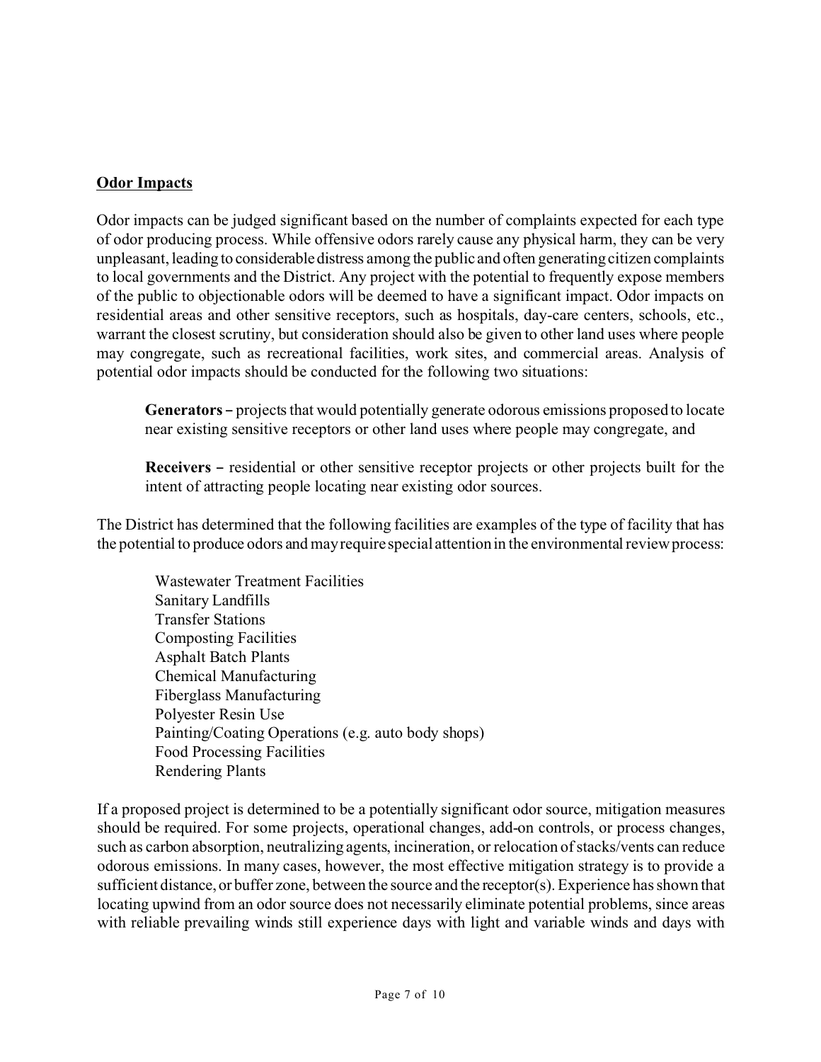**Odor Impacts**

Odor impacts can be judged significant based on the number of complaints expected for each type of odor producing process. While offensive odors rarely cause any physical harm, they can be very unpleasant, leading to considerable distress among the public and often generating citizen complaints to local governments and the District. Any project with the potential to frequently expose members of the public to objectionable odors will be deemed to have a significant impact. Odor impacts on residential areas and other sensitive receptors, such as hospitals, day-care centers, schools, etc., warrant the closest scrutiny, but consideration should also be given to other land uses where people may congregate, such as recreational facilities, work sites, and commercial areas. Analysis of potential odor impacts should be conducted for the following two situations:

> **Generators –** projects that would potentially generate odorous emissions proposed to locate near existing sensitive receptors or other land uses where people may congregate, and
>
> **Receivers –** residential or other sensitive receptor projects or other projects built for the intent of attracting people locating near existing odor sources.

The District has determined that the following facilities are examples of the type of facility that has the potential to produce odors and may require special attention in the environmental review process:

- Wastewater Treatment Facilities
- Sanitary Landfills
- Transfer Stations
- Composting Facilities
- Asphalt Batch Plants
- Chemical Manufacturing
- Fiberglass Manufacturing
- Polyester Resin Use
- Painting/Coating Operations (e.g. auto body shops)
- Food Processing Facilities
- Rendering Plants

If a proposed project is determined to be a potentially significant odor source, mitigation measures should be required. For some projects, operational changes, add-on controls, or process changes, such as carbon absorption, neutralizing agents, incineration, or relocation of stacks/vents can reduce odorous emissions. In many cases, however, the most effective mitigation strategy is to provide a sufficient distance, or buffer zone, between the source and the receptor(s). Experience has shown that locating upwind from an odor source does not necessarily eliminate potential problems, since areas with reliable prevailing winds still experience days with light and variable winds and days with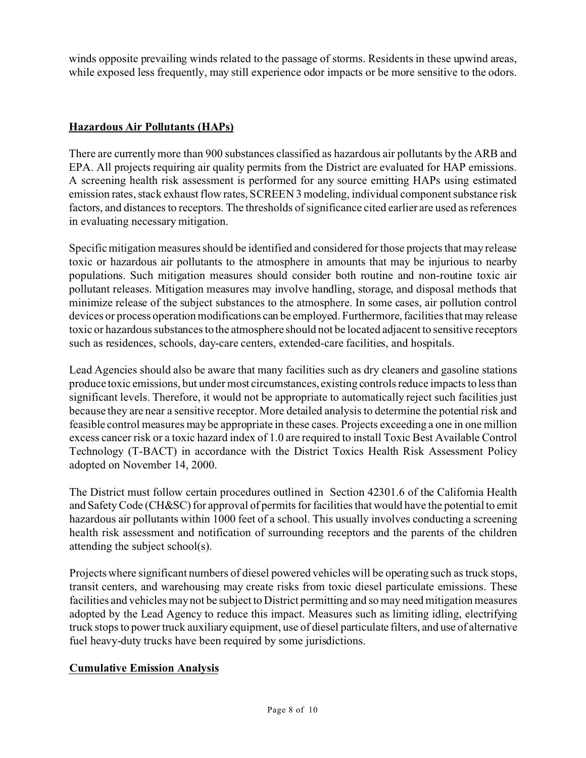winds opposite prevailing winds related to the passage of storms. Residents in these upwind areas, while exposed less frequently, may still experience odor impacts or be more sensitive to the odors.

## Hazardous Air Pollutants (HAPs)

There are currently more than 900 substances classified as hazardous air pollutants by the ARB and EPA. All projects requiring air quality permits from the District are evaluated for HAP emissions. A screening health risk assessment is performed for any source emitting HAPs using estimated emission rates, stack exhaust flow rates, SCREEN 3 modeling, individual component substance risk factors, and distances to receptors. The thresholds of significance cited earlier are used as references in evaluating necessary mitigation.

Specific mitigation measures should be identified and considered for those projects that may release toxic or hazardous air pollutants to the atmosphere in amounts that may be injurious to nearby populations. Such mitigation measures should consider both routine and non-routine toxic air pollutant releases. Mitigation measures may involve handling, storage, and disposal methods that minimize release of the subject substances to the atmosphere. In some cases, air pollution control devices or process operation modifications can be employed. Furthermore, facilities that may release toxic or hazardous substances to the atmosphere should not be located adjacent to sensitive receptors such as residences, schools, day-care centers, extended-care facilities, and hospitals.

Lead Agencies should also be aware that many facilities such as dry cleaners and gasoline stations produce toxic emissions, but under most circumstances, existing controls reduce impacts to less than significant levels. Therefore, it would not be appropriate to automatically reject such facilities just because they are near a sensitive receptor. More detailed analysis to determine the potential risk and feasible control measures may be appropriate in these cases. Projects exceeding a one in one million excess cancer risk or a toxic hazard index of 1.0 are required to install Toxic Best Available Control Technology (T-BACT) in accordance with the District Toxics Health Risk Assessment Policy adopted on November 14, 2000.

The District must follow certain procedures outlined in Section 42301.6 of the California Health and Safety Code (CH&SC) for approval of permits for facilities that would have the potential to emit hazardous air pollutants within 1000 feet of a school. This usually involves conducting a screening health risk assessment and notification of surrounding receptors and the parents of the children attending the subject school(s).

Projects where significant numbers of diesel powered vehicles will be operating such as truck stops, transit centers, and warehousing may create risks from toxic diesel particulate emissions. These facilities and vehicles may not be subject to District permitting and so may need mitigation measures adopted by the Lead Agency to reduce this impact. Measures such as limiting idling, electrifying truck stops to power truck auxiliary equipment, use of diesel particulate filters, and use of alternative fuel heavy-duty trucks have been required by some jurisdictions.

## Cumulative Emission Analysis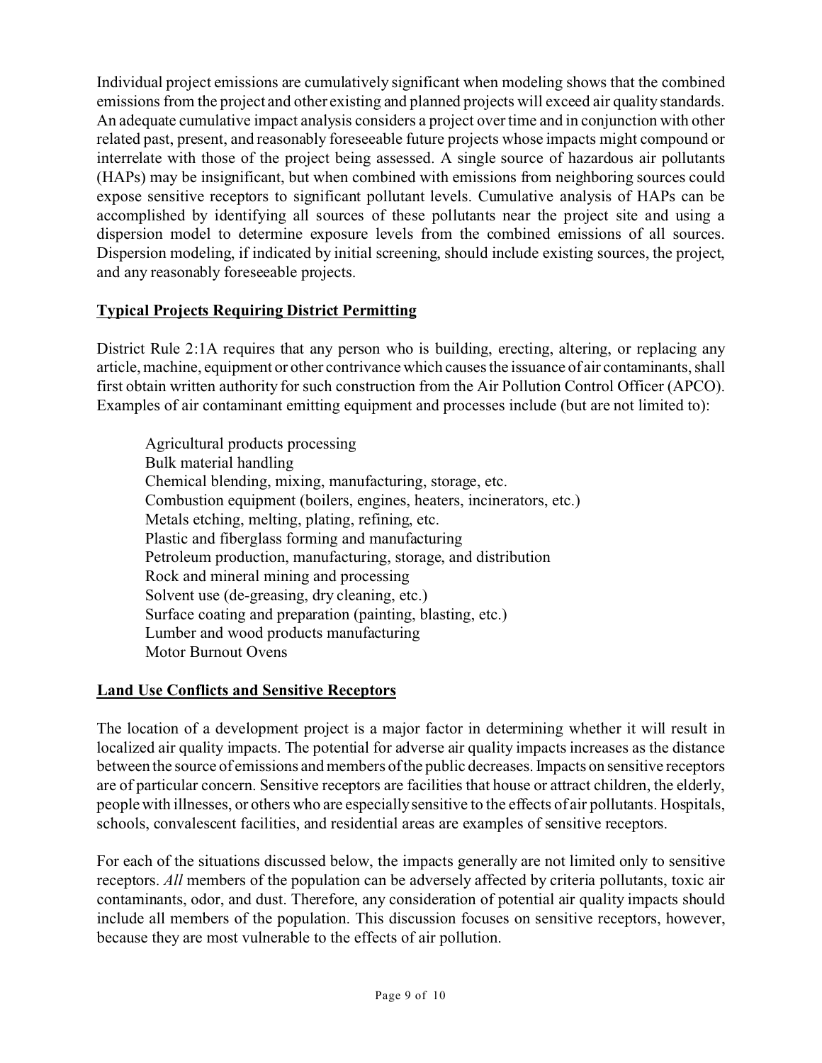Individual project emissions are cumulatively significant when modeling shows that the combined emissions from the project and other existing and planned projects will exceed air quality standards. An adequate cumulative impact analysis considers a project over time and in conjunction with other related past, present, and reasonably foreseeable future projects whose impacts might compound or interrelate with those of the project being assessed. A single source of hazardous air pollutants (HAPs) may be insignificant, but when combined with emissions from neighboring sources could expose sensitive receptors to significant pollutant levels. Cumulative analysis of HAPs can be accomplished by identifying all sources of these pollutants near the project site and using a dispersion model to determine exposure levels from the combined emissions of all sources. Dispersion modeling, if indicated by initial screening, should include existing sources, the project, and any reasonably foreseeable projects.

## Typical Projects Requiring District Permitting

District Rule 2:1A requires that any person who is building, erecting, altering, or replacing any article, machine, equipment or other contrivance which causes the issuance of air contaminants, shall first obtain written authority for such construction from the Air Pollution Control Officer (APCO). Examples of air contaminant emitting equipment and processes include (but are not limited to):

- Agricultural products processing
- Bulk material handling
- Chemical blending, mixing, manufacturing, storage, etc.
- Combustion equipment (boilers, engines, heaters, incinerators, etc.)
- Metals etching, melting, plating, refining, etc.
- Plastic and fiberglass forming and manufacturing
- Petroleum production, manufacturing, storage, and distribution
- Rock and mineral mining and processing
- Solvent use (de-greasing, dry cleaning, etc.)
- Surface coating and preparation (painting, blasting, etc.)
- Lumber and wood products manufacturing
- Motor Burnout Ovens

## Land Use Conflicts and Sensitive Receptors

The location of a development project is a major factor in determining whether it will result in localized air quality impacts. The potential for adverse air quality impacts increases as the distance between the source of emissions and members of the public decreases. Impacts on sensitive receptors are of particular concern. Sensitive receptors are facilities that house or attract children, the elderly, people with illnesses, or others who are especially sensitive to the effects of air pollutants. Hospitals, schools, convalescent facilities, and residential areas are examples of sensitive receptors.

For each of the situations discussed below, the impacts generally are not limited only to sensitive receptors. *All* members of the population can be adversely affected by criteria pollutants, toxic air contaminants, odor, and dust. Therefore, any consideration of potential air quality impacts should include all members of the population. This discussion focuses on sensitive receptors, however, because they are most vulnerable to the effects of air pollution.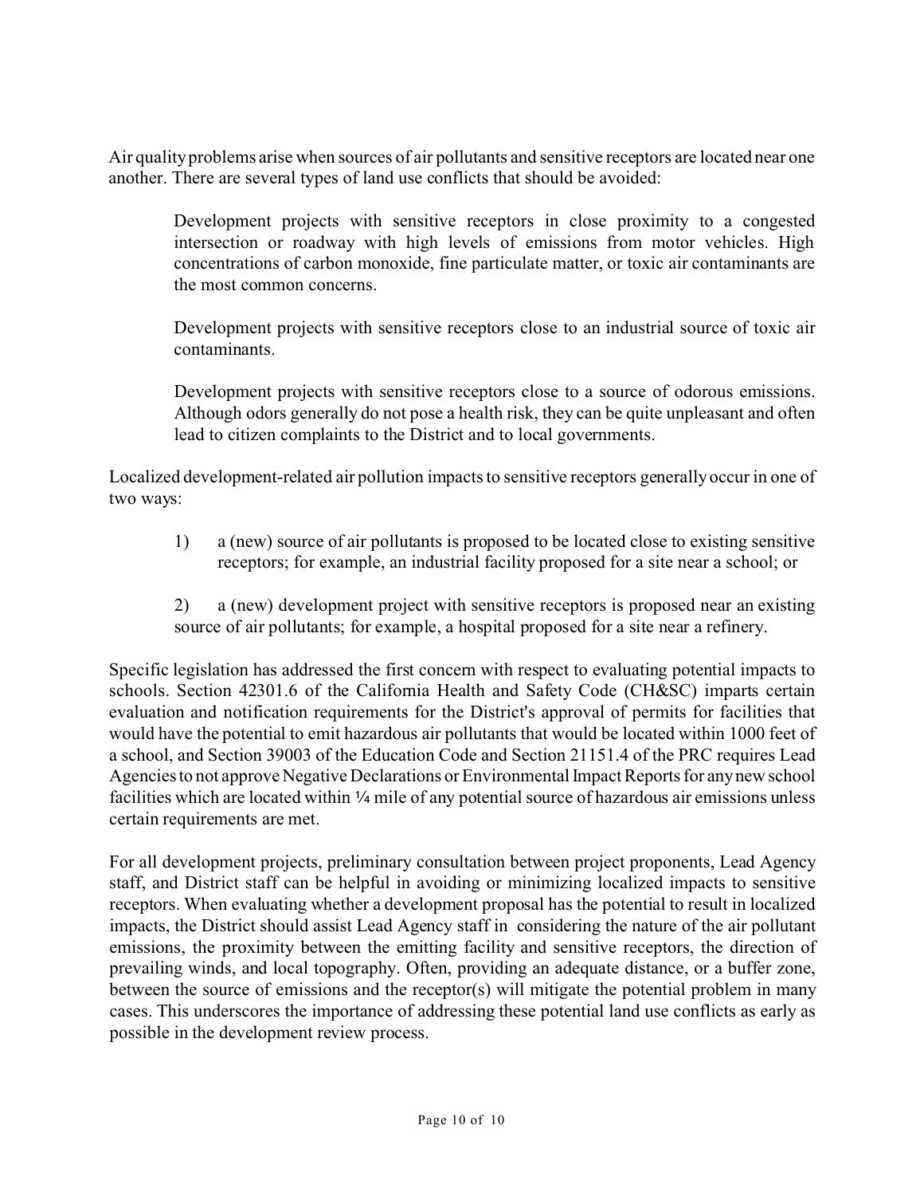Air quality problems arise when sources of air pollutants and sensitive receptors are located near one another. There are several types of land use conflicts that should be avoided:

> Development projects with sensitive receptors in close proximity to a congested intersection or roadway with high levels of emissions from motor vehicles. High concentrations of carbon monoxide, fine particulate matter, or toxic air contaminants are the most common concerns.
>
> Development projects with sensitive receptors close to an industrial source of toxic air contaminants.
>
> Development projects with sensitive receptors close to a source of odorous emissions. Although odors generally do not pose a health risk, they can be quite unpleasant and often lead to citizen complaints to the District and to local governments.

Localized development-related air pollution impacts to sensitive receptors generally occur in one of two ways:

1) a (new) source of air pollutants is proposed to be located close to existing sensitive receptors; for example, an industrial facility proposed for a site near a school; or

2) a (new) development project with sensitive receptors is proposed near an existing source of air pollutants; for example, a hospital proposed for a site near a refinery.

Specific legislation has addressed the first concern with respect to evaluating potential impacts to schools. Section 42301.6 of the California Health and Safety Code (CH&SC) imparts certain evaluation and notification requirements for the District's approval of permits for facilities that would have the potential to emit hazardous air pollutants that would be located within 1000 feet of a school, and Section 39003 of the Education Code and Section 21151.4 of the PRC requires Lead Agencies to not approve Negative Declarations or Environmental Impact Reports for any new school facilities which are located within ¼ mile of any potential source of hazardous air emissions unless certain requirements are met.

For all development projects, preliminary consultation between project proponents, Lead Agency staff, and District staff can be helpful in avoiding or minimizing localized impacts to sensitive receptors. When evaluating whether a development proposal has the potential to result in localized impacts, the District should assist Lead Agency staff in considering the nature of the air pollutant emissions, the proximity between the emitting facility and sensitive receptors, the direction of prevailing winds, and local topography. Often, providing an adequate distance, or a buffer zone, between the source of emissions and the receptor(s) will mitigate the potential problem in many cases. This underscores the importance of addressing these potential land use conflicts as early as possible in the development review process.